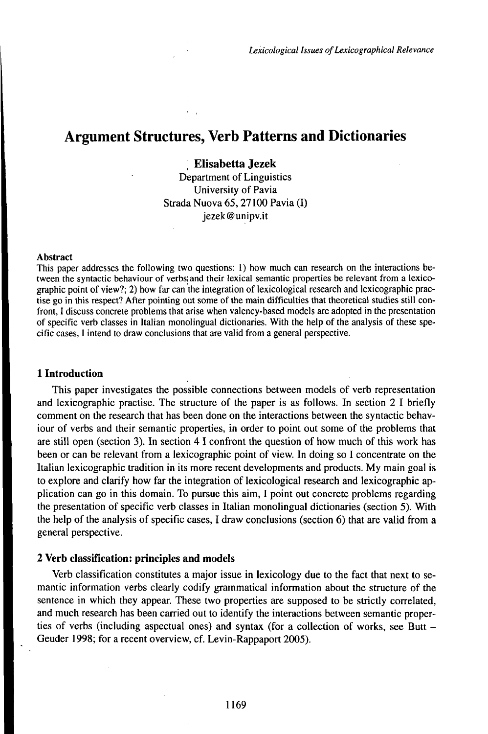# Argument Structures, Verb Patterns and Dictionaries

**Elisabetta Jezek**
Department of Linguistics
University of Pavia
Strada Nuova 65, 27100 Pavia (I)
jezek@unipv.it

**Abstract**

This paper addresses the following two questions: 1) how much can research on the interactions between the syntactic behaviour of verbs and their lexical semantic properties be relevant from a lexicographic point of view?; 2) how far can the integration of lexicological research and lexicographic practise go in this respect? After pointing out some of the main difficulties that theoretical studies still confront, I discuss concrete problems that arise when valency-based models are adopted in the presentation of specific verb classes in Italian monolingual dictionaries. With the help of the analysis of these specific cases, I intend to draw conclusions that are valid from a general perspective.

## 1 Introduction

This paper investigates the possible connections between models of verb representation and lexicographic practise. The structure of the paper is as follows. In section 2 I briefly comment on the research that has been done on the interactions between the syntactic behaviour of verbs and their semantic properties, in order to point out some of the problems that are still open (section 3). In section 4 I confront the question of how much of this work has been or can be relevant from a lexicographic point of view. In doing so I concentrate on the Italian lexicographic tradition in its more recent developments and products. My main goal is to explore and clarify how far the integration of lexicological research and lexicographic application can go in this domain. To pursue this aim, I point out concrete problems regarding the presentation of specific verb classes in Italian monolingual dictionaries (section 5). With the help of the analysis of specific cases, I draw conclusions (section 6) that are valid from a general perspective.

## 2 Verb classification: principles and models

Verb classification constitutes a major issue in lexicology due to the fact that next to semantic information verbs clearly codify grammatical information about the structure of the sentence in which they appear. These two properties are supposed to be strictly correlated, and much research has been carried out to identify the interactions between semantic properties of verbs (including aspectual ones) and syntax (for a collection of works, see Butt – Geuder 1998; for a recent overview, cf. Levin-Rappaport 2005).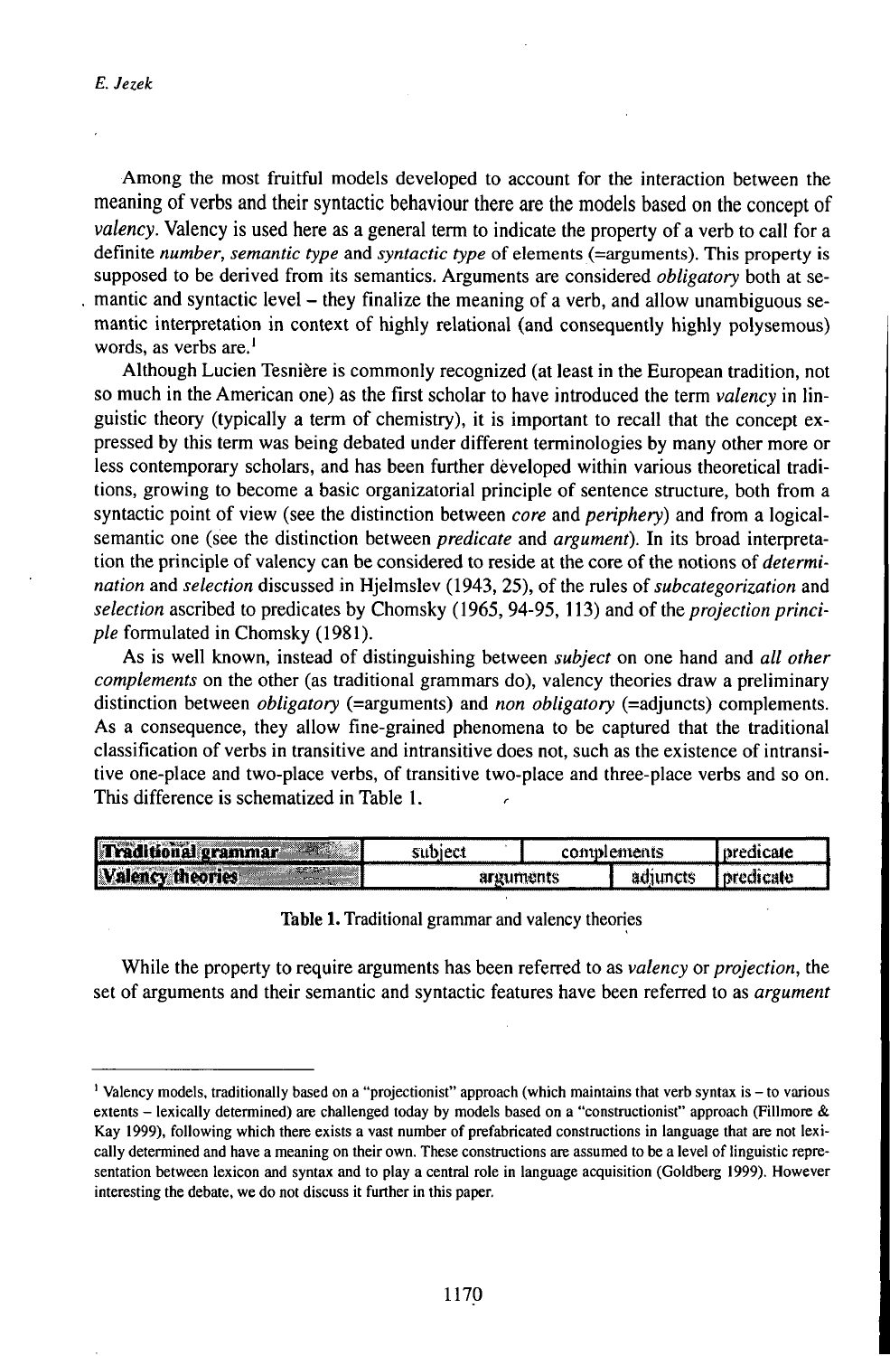Among the most fruitful models developed to account for the interaction between the meaning of verbs and their syntactic behaviour there are the models based on the concept of *valency*. Valency is used here as a general term to indicate the property of a verb to call for a definite *number*, *semantic type* and *syntactic type* of elements (=arguments). This property is supposed to be derived from its semantics. Arguments are considered *obligatory* both at semantic and syntactic level – they finalize the meaning of a verb, and allow unambiguous semantic interpretation in context of highly relational (and consequently highly polysemous) words, as verbs are.[1]

Although Lucien Tesnière is commonly recognized (at least in the European tradition, not so much in the American one) as the first scholar to have introduced the term *valency* in linguistic theory (typically a term of chemistry), it is important to recall that the concept expressed by this term was being debated under different terminologies by many other more or less contemporary scholars, and has been further developed within various theoretical traditions, growing to become a basic organizatorial principle of sentence structure, both from a syntactic point of view (see the distinction between *core* and *periphery*) and from a logical-semantic one (see the distinction between *predicate* and *argument*). In its broad interpretation the principle of valency can be considered to reside at the core of the notions of *determination* and *selection* discussed in Hjelmslev (1943, 25), of the rules of *subcategorization* and *selection* ascribed to predicates by Chomsky (1965, 94-95, 113) and of the *projection principle* formulated in Chomsky (1981).

As is well known, instead of distinguishing between *subject* on one hand and *all other complements* on the other (as traditional grammars do), valency theories draw a preliminary distinction between *obligatory* (=arguments) and *non obligatory* (=adjuncts) complements. As a consequence, they allow fine-grained phenomena to be captured that the traditional classification of verbs in transitive and intransitive does not, such as the existence of intransitive one-place and two-place verbs, of transitive two-place and three-place verbs and so on. This difference is schematized in Table 1.

| **Traditional grammar** | subject | complements | | predicate |
|---|---|---|---|---|
| **Valency theories** | arguments | | adjuncts | predicate |

**Table 1.** Traditional grammar and valency theories

While the property to require arguments has been referred to as *valency* or *projection*, the set of arguments and their semantic and syntactic features have been referred to as *argument*

---

[1] Valency models, traditionally based on a "projectionist" approach (which maintains that verb syntax is – to various extents – lexically determined) are challenged today by models based on a "constructionist" approach (Fillmore & Kay 1999), following which there exists a vast number of prefabricated constructions in language that are not lexically determined and have a meaning on their own. These constructions are assumed to be a level of linguistic representation between lexicon and syntax and to play a central role in language acquisition (Goldberg 1999). However interesting the debate, we do not discuss it further in this paper.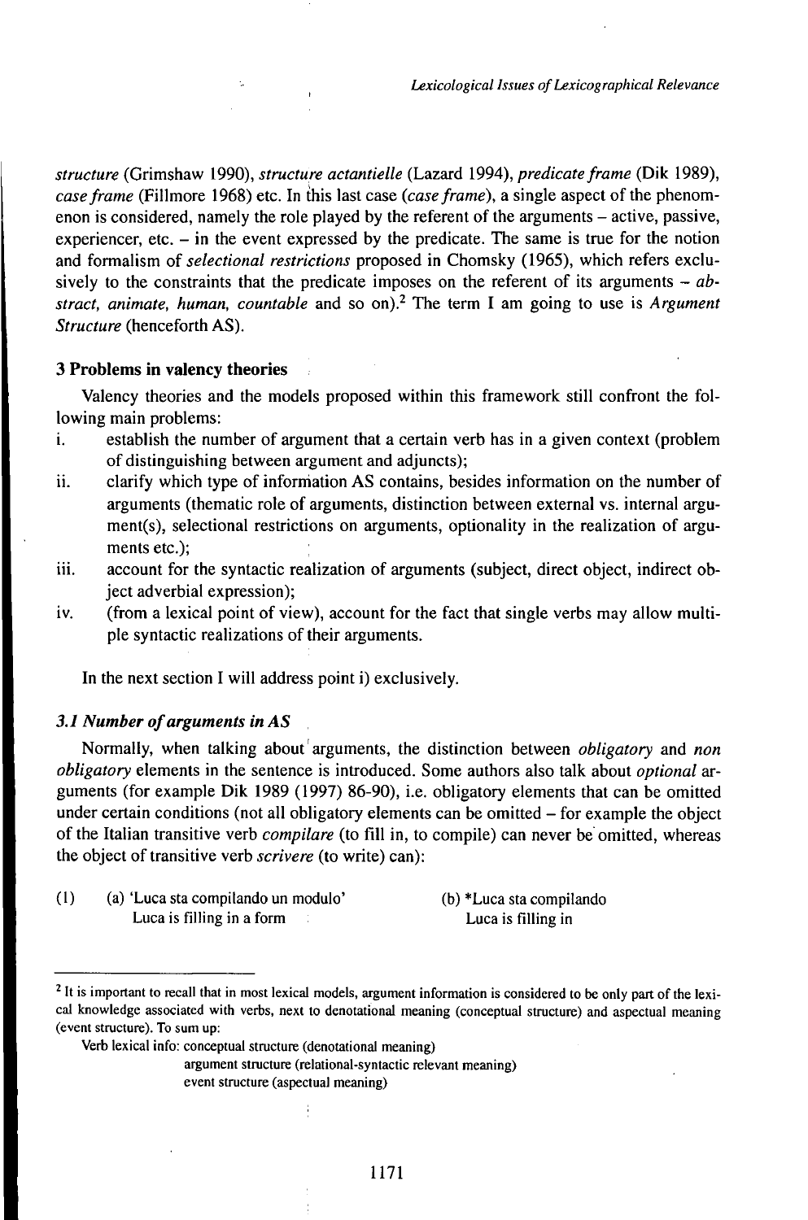*structure* (Grimshaw 1990), *structure actantielle* (Lazard 1994), *predicate frame* (Dik 1989), *case frame* (Fillmore 1968) etc. In this last case (*case frame*), a single aspect of the phenomenon is considered, namely the role played by the referent of the arguments – active, passive, experiencer, etc. – in the event expressed by the predicate. The same is true for the notion and formalism of *selectional restrictions* proposed in Chomsky (1965), which refers exclusively to the constraints that the predicate imposes on the referent of its arguments – *abstract, animate, human, countable* and so on).[2] The term I am going to use is *Argument Structure* (henceforth AS).

### 3 Problems in valency theories

Valency theories and the models proposed within this framework still confront the following main problems:

i. establish the number of argument that a certain verb has in a given context (problem of distinguishing between argument and adjuncts);
ii. clarify which type of information AS contains, besides information on the number of arguments (thematic role of arguments, distinction between external vs. internal argument(s), selectional restrictions on arguments, optionality in the realization of arguments etc.);
iii. account for the syntactic realization of arguments (subject, direct object, indirect object adverbial expression);
iv. (from a lexical point of view), account for the fact that single verbs may allow multiple syntactic realizations of their arguments.

In the next section I will address point i) exclusively.

#### *3.1 Number of arguments in AS*

Normally, when talking about arguments, the distinction between *obligatory* and *non obligatory* elements in the sentence is introduced. Some authors also talk about *optional* arguments (for example Dik 1989 (1997) 86-90), i.e. obligatory elements that can be omitted under certain conditions (not all obligatory elements can be omitted – for example the object of the Italian transitive verb *compilare* (to fill in, to compile) can never be omitted, whereas the object of transitive verb *scrivere* (to write) can):

(1) (a) 'Luca sta compilando un modulo'
Luca is filling in a form

(b) *Luca sta compilando
Luca is filling in

---

[2] It is important to recall that in most lexical models, argument information is considered to be only part of the lexical knowledge associated with verbs, next to denotational meaning (conceptual structure) and aspectual meaning (event structure). To sum up:

Verb lexical info: conceptual structure (denotational meaning)
argument structure (relational-syntactic relevant meaning)
event structure (aspectual meaning)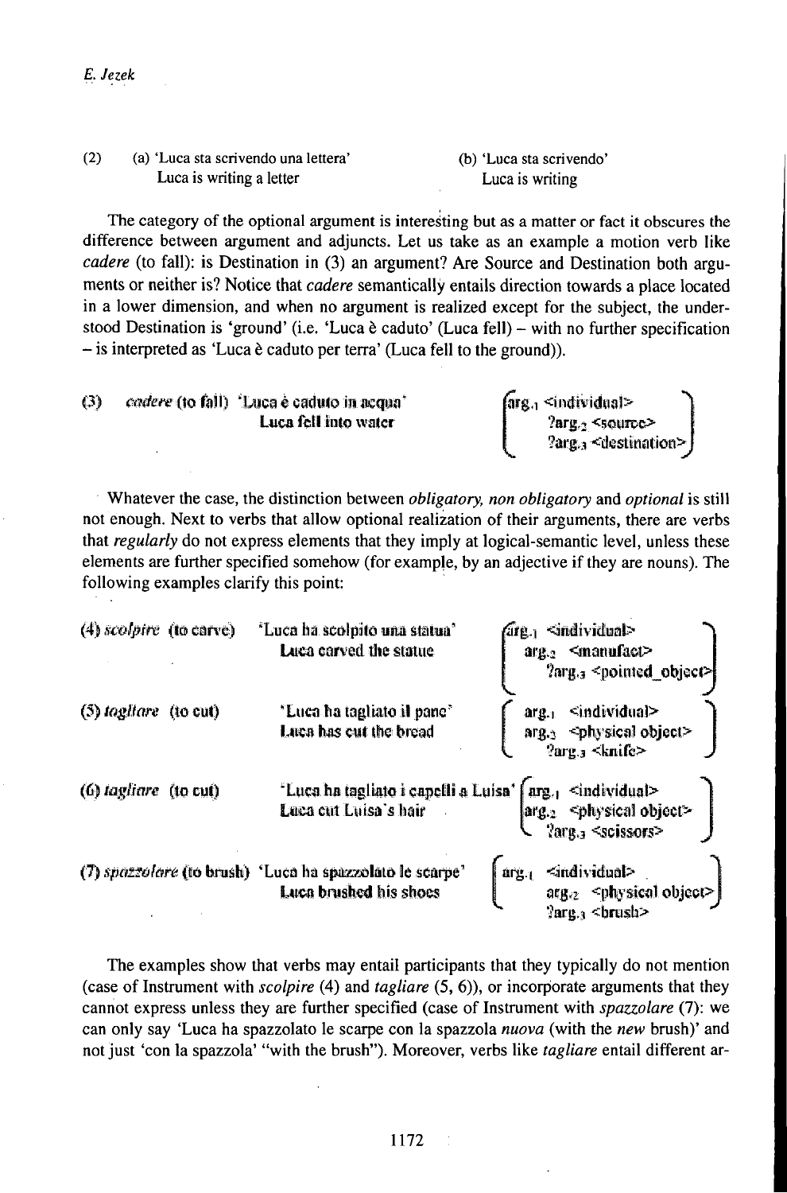(2) (a) 'Luca sta scrivendo una lettera'
Luca is writing a letter

(b) 'Luca sta scrivendo'
Luca is writing

The category of the optional argument is interesting but as a matter or fact it obscures the difference between argument and adjuncts. Let us take as an example a motion verb like *cadere* (to fall): is Destination in (3) an argument? Are Source and Destination both arguments or neither is? Notice that *cadere* semantically entails direction towards a place located in a lower dimension, and when no argument is realized except for the subject, the understood Destination is 'ground' (i.e. 'Luca è caduto' (Luca fell) – with no further specification – is interpreted as 'Luca è caduto per terra' (Luca fell to the ground)).

(3) *cadere* (to fall) 'Luca è caduto in acqua'
Luca fell into water

arg.1 <individual>
?arg.2 <source>
?arg.3 <destination>

Whatever the case, the distinction between *obligatory, non obligatory* and *optional* is still not enough. Next to verbs that allow optional realization of their arguments, there are verbs that *regularly* do not express elements that they imply at logical-semantic level, unless these elements are further specified somehow (for example, by an adjective if they are nouns). The following examples clarify this point:

(4) *scolpire* (to carve) 'Luca ha scolpito una statua'
Luca carved the statue

arg.1 <individual>
arg.2 <manufact>
?arg.3 <pointed_object>

(5) *tagliare* (to cut) 'Luca ha tagliato il pane'
Luca has cut the bread

arg.1 <individual>
arg.2 <physical object>
?arg.3 <knife>

(6) *tagliare* (to cut) 'Luca ha tagliato i capelli a Luisa'
Luca cut Luisa's hair

arg.1 <individual>
arg.2 <physical object>
?arg.3 <scissors>

(7) *spazzolare* (to brush) 'Luca ha spazzolato le scarpe'
Luca brushed his shoes

arg.1 <individual>
arg.2 <physical object>
?arg.3 <brush>

The examples show that verbs may entail participants that they typically do not mention (case of Instrument with *scolpire* (4) and *tagliare* (5, 6)), or incorporate arguments that they cannot express unless they are further specified (case of Instrument with *spazzolare* (7): we can only say 'Luca ha spazzolato le scarpe con la spazzola *nuova* (with the *new* brush)' and not just 'con la spazzola' "with the brush"). Moreover, verbs like *tagliare* entail different ar-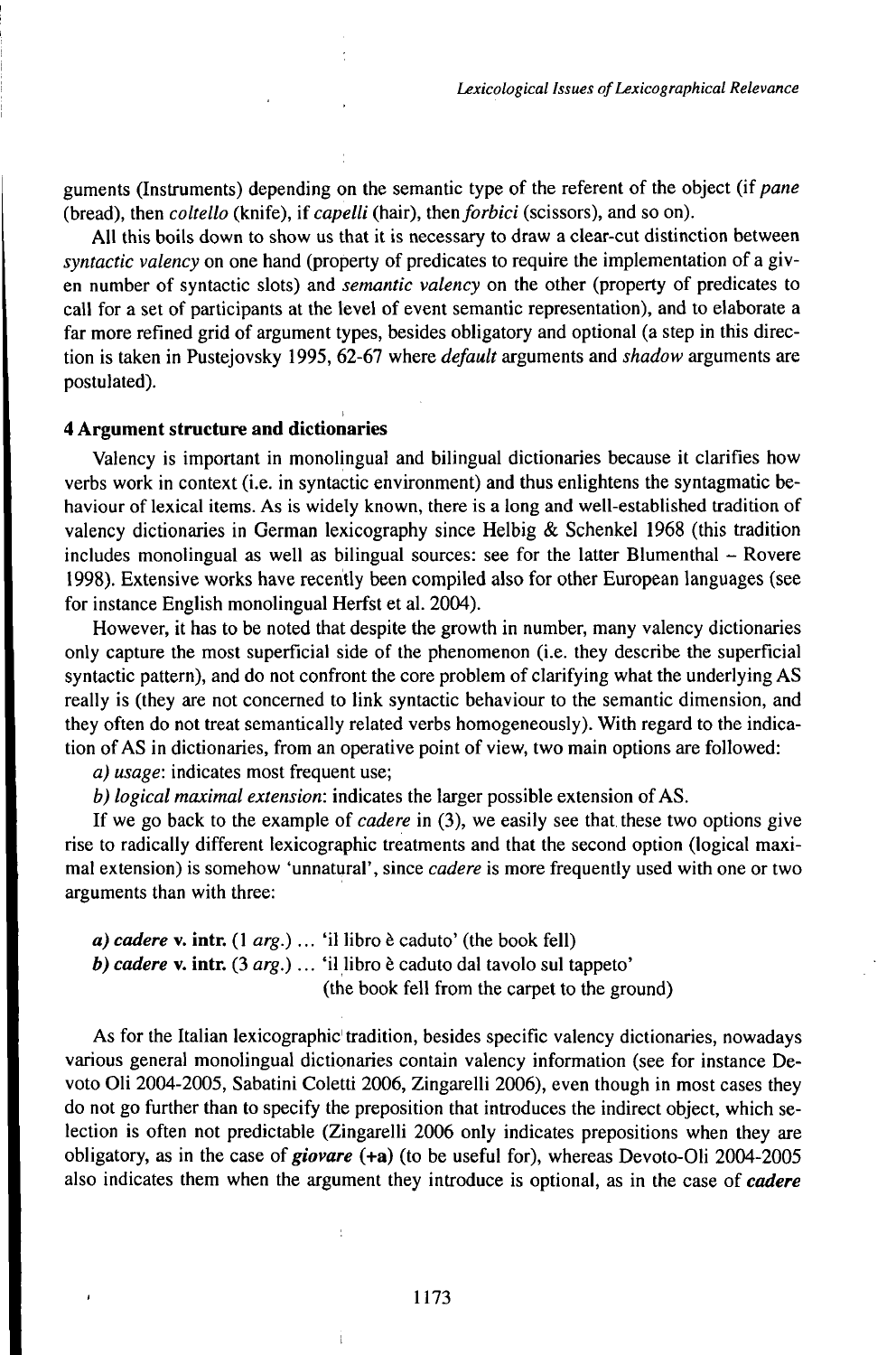guments (Instruments) depending on the semantic type of the referent of the object (if *pane* (bread), then *coltello* (knife), if *capelli* (hair), then *forbici* (scissors), and so on).

All this boils down to show us that it is necessary to draw a clear-cut distinction between *syntactic valency* on one hand (property of predicates to require the implementation of a given number of syntactic slots) and *semantic valency* on the other (property of predicates to call for a set of participants at the level of event semantic representation), and to elaborate a far more refined grid of argument types, besides obligatory and optional (a step in this direction is taken in Pustejovsky 1995, 62-67 where *default* arguments and *shadow* arguments are postulated).

## 4 Argument structure and dictionaries

Valency is important in monolingual and bilingual dictionaries because it clarifies how verbs work in context (i.e. in syntactic environment) and thus enlightens the syntagmatic behaviour of lexical items. As is widely known, there is a long and well-established tradition of valency dictionaries in German lexicography since Helbig & Schenkel 1968 (this tradition includes monolingual as well as bilingual sources: see for the latter Blumenthal – Rovere 1998). Extensive works have recently been compiled also for other European languages (see for instance English monolingual Herfst et al. 2004).

However, it has to be noted that despite the growth in number, many valency dictionaries only capture the most superficial side of the phenomenon (i.e. they describe the superficial syntactic pattern), and do not confront the core problem of clarifying what the underlying AS really is (they are not concerned to link syntactic behaviour to the semantic dimension, and they often do not treat semantically related verbs homogeneously). With regard to the indication of AS in dictionaries, from an operative point of view, two main options are followed:

*a) usage*: indicates most frequent use;

*b) logical maximal extension*: indicates the larger possible extension of AS.

If we go back to the example of *cadere* in (3), we easily see that these two options give rise to radically different lexicographic treatments and that the second option (logical maximal extension) is somehow 'unnatural', since *cadere* is more frequently used with one or two arguments than with three:

***a) cadere* v. intr.** (1 *arg.*) … 'il libro è caduto' (the book fell)
***b) cadere* v. intr.** (3 *arg.*) … 'il libro è caduto dal tavolo sul tappeto'
(the book fell from the carpet to the ground)

As for the Italian lexicographic tradition, besides specific valency dictionaries, nowadays various general monolingual dictionaries contain valency information (see for instance Devoto Oli 2004-2005, Sabatini Coletti 2006, Zingarelli 2006), even though in most cases they do not go further than to specify the preposition that introduces the indirect object, which selection is often not predictable (Zingarelli 2006 only indicates prepositions when they are obligatory, as in the case of ***giovare*** **(+a)** (to be useful for), whereas Devoto-Oli 2004-2005 also indicates them when the argument they introduce is optional, as in the case of ***cadere***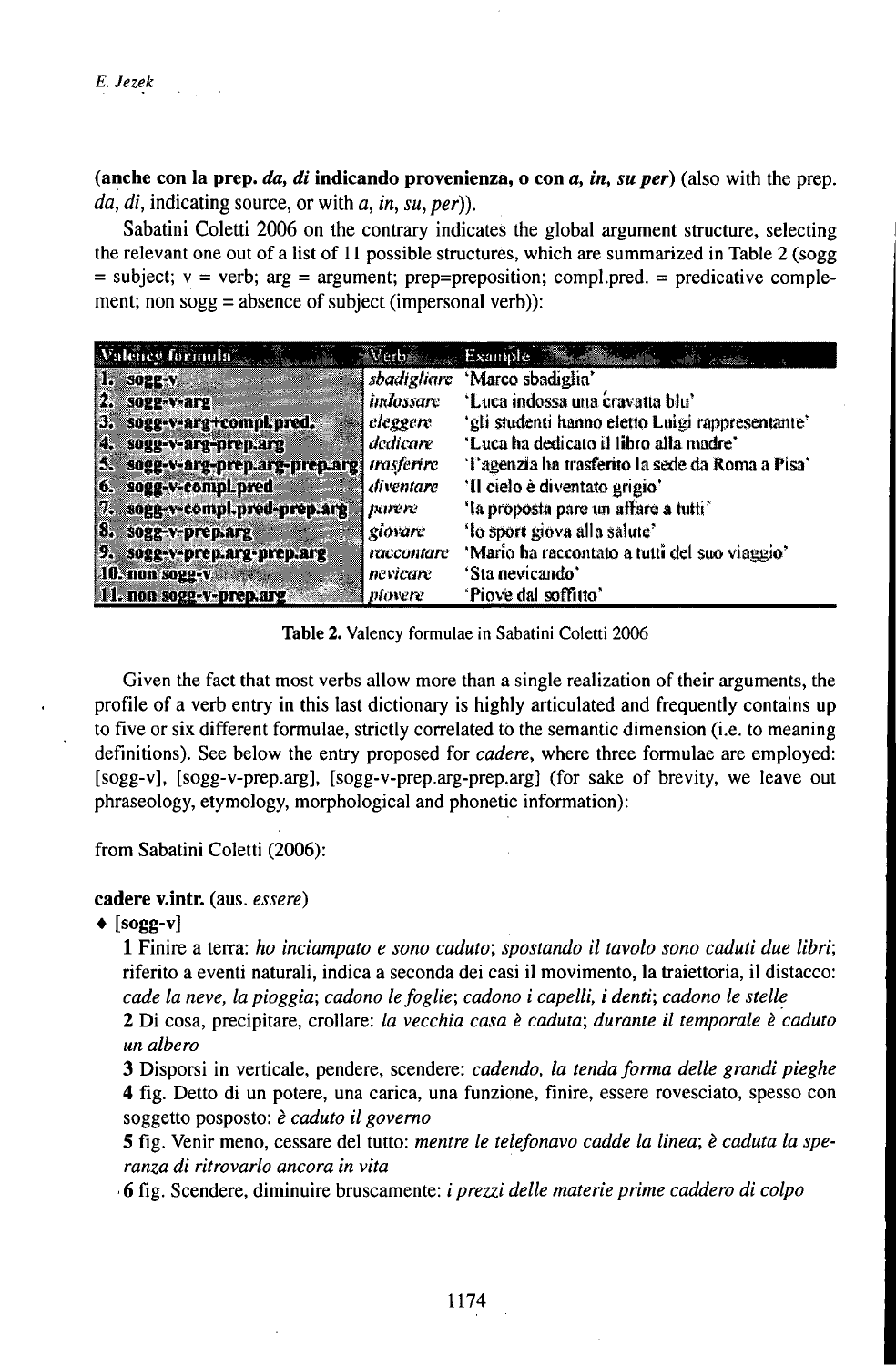**(anche con la prep. *da, di* indicando provenienza, o con *a, in, su per*)** (also with the prep. *da, di*, indicating source, or with *a, in, su, per*)).

Sabatini Coletti 2006 on the contrary indicates the global argument structure, selecting the relevant one out of a list of 11 possible structures, which are summarized in Table 2 (sogg = subject; v = verb; arg = argument; prep=preposition; compl.pred. = predicative complement; non sogg = absence of subject (impersonal verb)):

| Valency formula | Verb | Example |
|---|---|---|
| 1. sogg-v | *sbadigliare* | 'Marco sbadiglia' |
| 2. sogg-v-arg | *indossare* | 'Luca indossa una cravatta blu' |
| 3. sogg-v-arg+compl.pred. | *eleggere* | 'gli studenti hanno eletto Luigi rappresentante' |
| 4. sogg-v-arg-prep.arg | *dedicare* | 'Luca ha dedicato il libro alla madre' |
| 5. sogg-v-arg-prep.arg-prep.arg | *trasferire* | 'l'agenzia ha trasferito la sede da Roma a Pisa' |
| 6. sogg-v-compl.pred | *diventare* | 'Il cielo è diventato grigio' |
| 7. sogg-v-compl.pred-prep.arg | *parere* | 'la proposta pare un affare a tutti' |
| 8. sogg-v-prep.arg | *giovare* | 'lo sport giova alla salute' |
| 9. sogg-v-prep.arg-prep.arg | *raccontare* | 'Mario ha raccontato a tutti del suo viaggio' |
| 10. non sogg-v | *nevicare* | 'Sta nevicando' |
| 11. non sogg-v-prep.arg | *piovere* | 'Piove dal soffitto' |

**Table 2.** Valency formulae in Sabatini Coletti 2006

Given the fact that most verbs allow more than a single realization of their arguments, the profile of a verb entry in this last dictionary is highly articulated and frequently contains up to five or six different formulae, strictly correlated to the semantic dimension (i.e. to meaning definitions). See below the entry proposed for *cadere*, where three formulae are employed: [sogg-v], [sogg-v-prep.arg], [sogg-v-prep.arg-prep.arg] (for sake of brevity, we leave out phraseology, etymology, morphological and phonetic information):

from Sabatini Coletti (2006):

**cadere v.intr.** (aus. *essere*)

♦ **[sogg-v]**

**1** Finire a terra: *ho inciampato e sono caduto*; *spostando il tavolo sono caduti due libri*; riferito a eventi naturali, indica a seconda dei casi il movimento, la traiettoria, il distacco: *cade la neve, la pioggia*; *cadono le foglie*; *cadono i capelli, i denti*; *cadono le stelle*

**2** Di cosa, precipitare, crollare: *la vecchia casa è caduta*; *durante il temporale è caduto un albero*

**3** Disporsi in verticale, pendere, scendere: *cadendo, la tenda forma delle grandi pieghe*

**4** fig. Detto di un potere, una carica, una funzione, finire, essere rovesciato, spesso con soggetto posposto: *è caduto il governo*

**5** fig. Venir meno, cessare del tutto: *mentre le telefonavo cadde la linea*; *è caduta la speranza di ritrovarlo ancora in vita*

**6** fig. Scendere, diminuire bruscamente: *i prezzi delle materie prime caddero di colpo*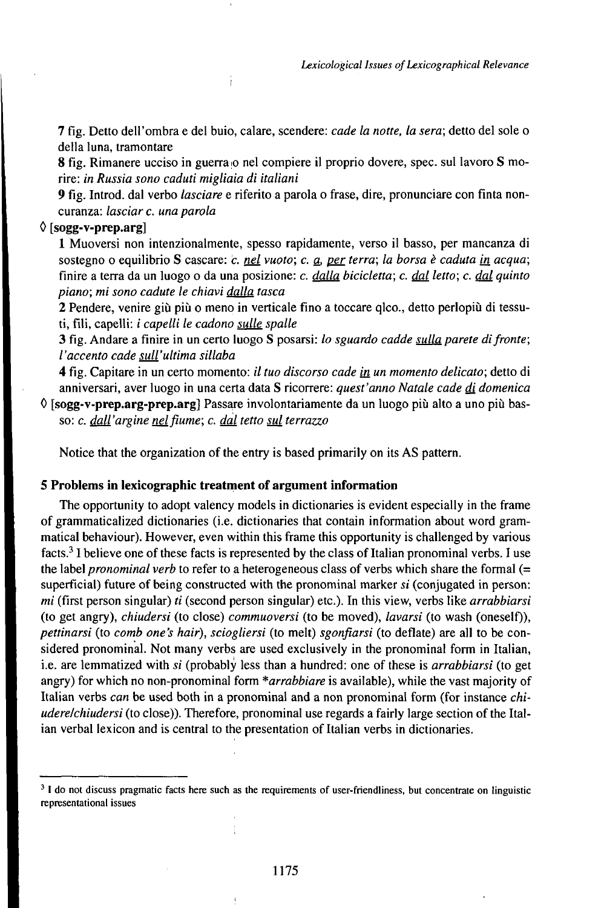**7** fig. Detto dell'ombra e del buio, calare, scendere: *cade la notte, la sera*; detto del sole o della luna, tramontare

**8** fig. Rimanere ucciso in guerra o nel compiere il proprio dovere, spec. sul lavoro **S** morire: *in Russia sono caduti migliaia di italiani*

**9** fig. Introd. dal verbo *lasciare* e riferito a parola o frase, dire, pronunciare con finta noncuranza: *lasciar c. una parola*

◊ **[sogg-v-prep.arg]**

**1** Muoversi non intenzionalmente, spesso rapidamente, verso il basso, per mancanza di sostegno o equilibrio **S** cascare: *c. nel vuoto*; *c. a, per terra*; *la borsa è caduta in acqua*; finire a terra da un luogo o da una posizione: *c. dalla bicicletta*; *c. dal letto*; *c. dal quinto piano*; *mi sono cadute le chiavi dalla tasca*

**2** Pendere, venire giù più o meno in verticale fino a toccare qlco., detto perlopiù di tessuti, fili, capelli: *i capelli le cadono sulle spalle*

**3** fig. Andare a finire in un certo luogo **S** posarsi: *lo sguardo cadde sulla parete di fronte*; *l'accento cade sull'ultima sillaba*

**4** fig. Capitare in un certo momento: *il tuo discorso cade in un momento delicato*; detto di anniversari, aver luogo in una certa data **S** ricorrere: *quest'anno Natale cade di domenica*

◊ **[sogg-v-prep.arg-prep.arg]** Passare involontariamente da un luogo più alto a uno più basso: *c. dall'argine nel fiume*; *c. dal tetto sul terrazzo*

Notice that the organization of the entry is based primarily on its AS pattern.

## 5 Problems in lexicographic treatment of argument information

The opportunity to adopt valency models in dictionaries is evident especially in the frame of grammaticalized dictionaries (i.e. dictionaries that contain information about word grammatical behaviour). However, even within this frame this opportunity is challenged by various facts.[3] I believe one of these facts is represented by the class of Italian pronominal verbs. I use the label *pronominal verb* to refer to a heterogeneous class of verbs which share the formal (= superficial) future of being constructed with the pronominal marker *si* (conjugated in person: *mi* (first person singular) *ti* (second person singular) etc.). In this view, verbs like *arrabbiarsi* (to get angry), *chiudersi* (to close) *commuoversi* (to be moved), *lavarsi* (to wash (oneself)), *pettinarsi* (to *comb one's hair*), *sciogliersi* (to melt) *sgonfiarsi* (to deflate) are all to be considered pronominal. Not many verbs are used exclusively in the pronominal form in Italian, i.e. are lemmatized with *si* (probably less than a hundred: one of these is *arrabbiarsi* (to get angry) for which no non-pronominal form *\*arrabbiare* is available), while the vast majority of Italian verbs *can* be used both in a pronominal and a non pronominal form (for instance *chiudere/chiudersi* (to close)). Therefore, pronominal use regards a fairly large section of the Italian verbal lexicon and is central to the presentation of Italian verbs in dictionaries.

[3] I do not discuss pragmatic facts here such as the requirements of user-friendliness, but concentrate on linguistic representational issues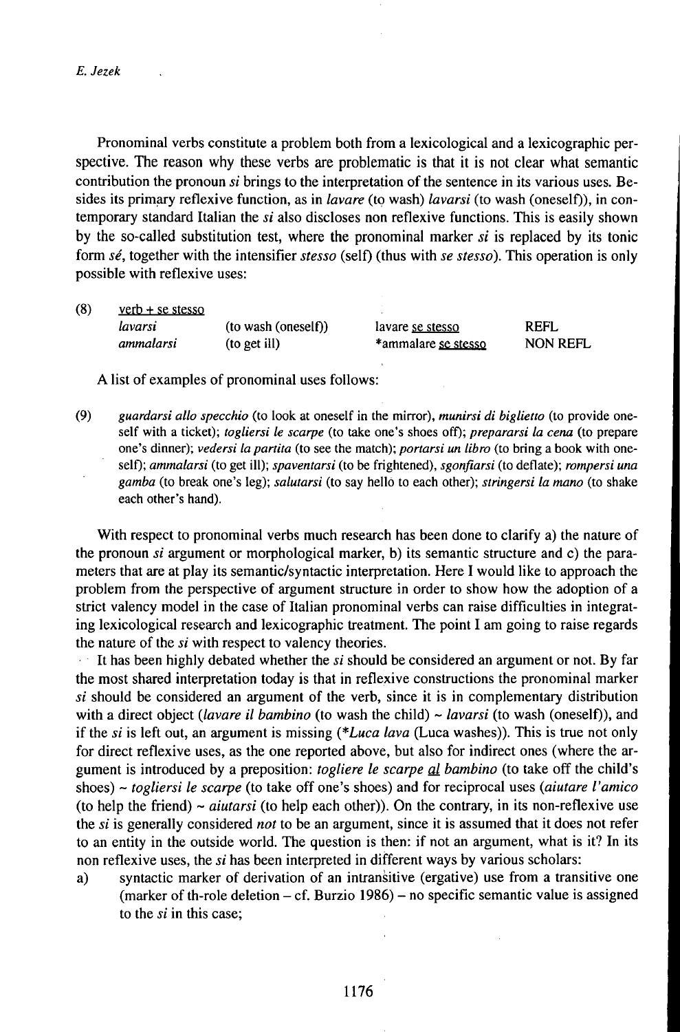Pronominal verbs constitute a problem both from a lexicological and a lexicographic perspective. The reason why these verbs are problematic is that it is not clear what semantic contribution the pronoun *si* brings to the interpretation of the sentence in its various uses. Besides its primary reflexive function, as in *lavare* (to wash) *lavarsi* (to wash (oneself)), in contemporary standard Italian the *si* also discloses non reflexive functions. This is easily shown by the so-called substitution test, where the pronominal marker *si* is replaced by its tonic form *sé*, together with the intensifier *stesso* (self) (thus with *se stesso*). This operation is only possible with reflexive uses:

(8) verb + se stesso

| | | | |
|---|---|---|---|
| *lavarsi* | (to wash (oneself)) | lavare se stesso | REFL |
| *ammalarsi* | (to get ill) | *ammalare se stesso | NON REFL |

A list of examples of pronominal uses follows:

(9) *guardarsi allo specchio* (to look at oneself in the mirror), *munirsi di biglietto* (to provide oneself with a ticket); *togliersi le scarpe* (to take one's shoes off); *prepararsi la cena* (to prepare one's dinner); *vedersi la partita* (to see the match); *portarsi un libro* (to bring a book with oneself); *ammalarsi* (to get ill); *spaventarsi* (to be frightened), *sgonfiarsi* (to deflate); *rompersi una gamba* (to break one's leg); *salutarsi* (to say hello to each other); *stringersi la mano* (to shake each other's hand).

With respect to pronominal verbs much research has been done to clarify a) the nature of the pronoun *si* argument or morphological marker, b) its semantic structure and c) the parameters that are at play its semantic/syntactic interpretation. Here I would like to approach the problem from the perspective of argument structure in order to show how the adoption of a strict valency model in the case of Italian pronominal verbs can raise difficulties in integrating lexicological research and lexicographic treatment. The point I am going to raise regards the nature of the *si* with respect to valency theories.

It has been highly debated whether the *si* should be considered an argument or not. By far the most shared interpretation today is that in reflexive constructions the pronominal marker *si* should be considered an argument of the verb, since it is in complementary distribution with a direct object (*lavare il bambino* (to wash the child) ~ *lavarsi* (to wash (oneself)), and if the *si* is left out, an argument is missing (*\*Luca lava* (Luca washes)). This is true not only for direct reflexive uses, as the one reported above, but also for indirect ones (where the argument is introduced by a preposition: *togliere le scarpe al bambino* (to take off the child's shoes) ~ *togliersi le scarpe* (to take off one's shoes) and for reciprocal uses (*aiutare l'amico* (to help the friend) ~ *aiutarsi* (to help each other)). On the contrary, in its non-reflexive use the *si* is generally considered *not* to be an argument, since it is assumed that it does not refer to an entity in the outside world. The question is then: if not an argument, what is it? In its non reflexive uses, the *si* has been interpreted in different ways by various scholars:

a) syntactic marker of derivation of an intransitive (ergative) use from a transitive one (marker of th-role deletion – cf. Burzio 1986) – no specific semantic value is assigned to the *si* in this case;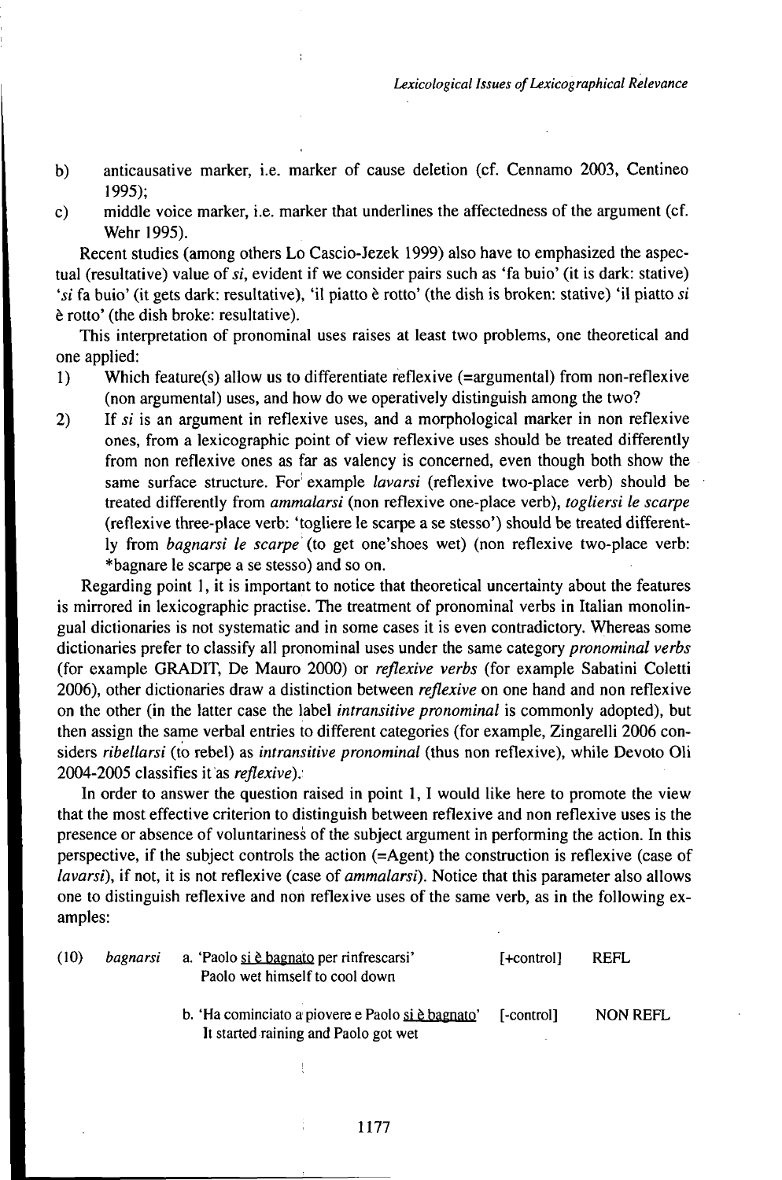b) anticausative marker, i.e. marker of cause deletion (cf. Cennamo 2003, Centineo 1995);

c) middle voice marker, i.e. marker that underlines the affectedness of the argument (cf. Wehr 1995).

Recent studies (among others Lo Cascio-Jezek 1999) also have to emphasized the aspectual (resultative) value of *si*, evident if we consider pairs such as 'fa buio' (it is dark: stative) '*si* fa buio' (it gets dark: resultative), 'il piatto è rotto' (the dish is broken: stative) 'il piatto *si* è rotto' (the dish broke: resultative).

This interpretation of pronominal uses raises at least two problems, one theoretical and one applied:

1) Which feature(s) allow us to differentiate reflexive (=argumental) from non-reflexive (non argumental) uses, and how do we operatively distinguish among the two?

2) If *si* is an argument in reflexive uses, and a morphological marker in non reflexive ones, from a lexicographic point of view reflexive uses should be treated differently from non reflexive ones as far as valency is concerned, even though both show the same surface structure. For example *lavarsi* (reflexive two-place verb) should be treated differently from *ammalarsi* (non reflexive one-place verb), *togliersi le scarpe* (reflexive three-place verb: 'togliere le scarpe a se stesso') should be treated differently from *bagnarsi le scarpe* (to get one'shoes wet) (non reflexive two-place verb: *bagnare le scarpe a se stesso) and so on.

Regarding point 1, it is important to notice that theoretical uncertainty about the features is mirrored in lexicographic practise. The treatment of pronominal verbs in Italian monolingual dictionaries is not systematic and in some cases it is even contradictory. Whereas some dictionaries prefer to classify all pronominal uses under the same category *pronominal verbs* (for example GRADIT, De Mauro 2000) or *reflexive verbs* (for example Sabatini Coletti 2006), other dictionaries draw a distinction between *reflexive* on one hand and non reflexive on the other (in the latter case the label *intransitive pronominal* is commonly adopted), but then assign the same verbal entries to different categories (for example, Zingarelli 2006 considers *ribellarsi* (to rebel) as *intransitive pronominal* (thus non reflexive), while Devoto Oli 2004-2005 classifies it as *reflexive*).

In order to answer the question raised in point 1, I would like here to promote the view that the most effective criterion to distinguish between reflexive and non reflexive uses is the presence or absence of voluntariness of the subject argument in performing the action. In this perspective, if the subject controls the action (=Agent) the construction is reflexive (case of *lavarsi*), if not, it is not reflexive (case of *ammalarsi*). Notice that this parameter also allows one to distinguish reflexive and non reflexive uses of the same verb, as in the following examples:

(10) *bagnarsi*

a. 'Paolo si è bagnato per rinfrescarsi' [+control] REFL
Paolo wet himself to cool down

b. 'Ha cominciato a piovere e Paolo si è bagnato' [-control] NON REFL
It started raining and Paolo got wet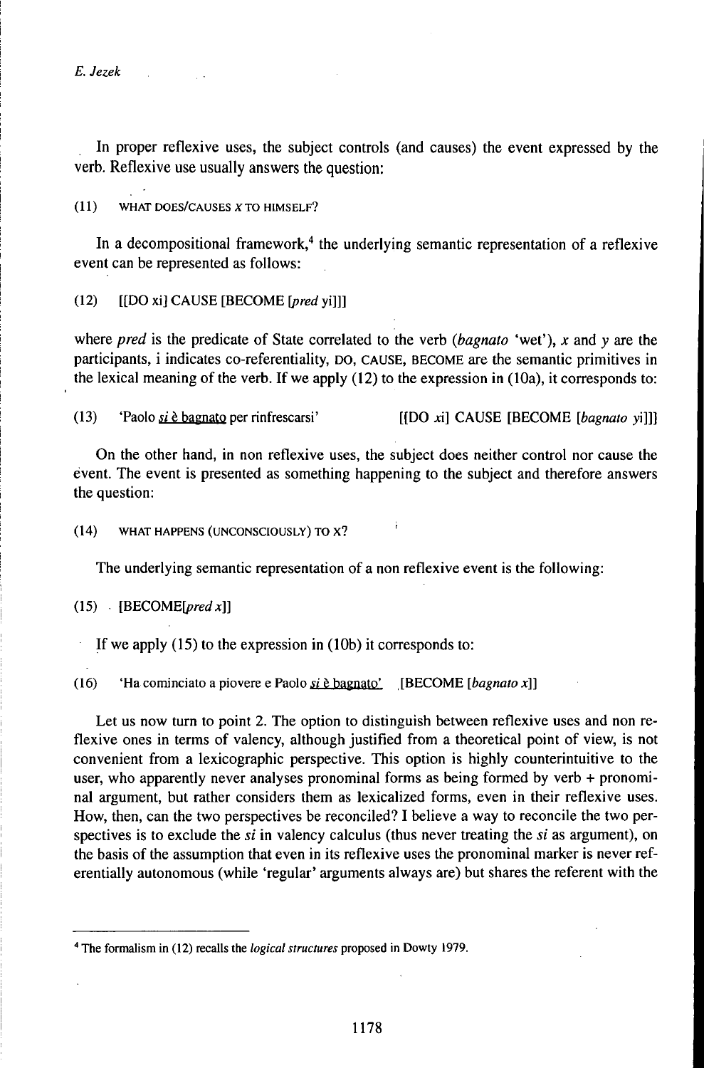In proper reflexive uses, the subject controls (and causes) the event expressed by the verb. Reflexive use usually answers the question:

(11) WHAT DOES/CAUSES *X* TO HIMSELF?

In a decompositional framework,[4] the underlying semantic representation of a reflexive event can be represented as follows:

(12) [[DO xi] CAUSE [BECOME [*pred* yi]]]

where *pred* is the predicate of State correlated to the verb (*bagnato* 'wet'), *x* and *y* are the participants, i indicates co-referentiality, DO, CAUSE, BECOME are the semantic primitives in the lexical meaning of the verb. If we apply (12) to the expression in (10a), it corresponds to:

(13) 'Paolo <u>*si* è bagnato</u> per rinfrescarsi' [[DO *x*i] CAUSE [BECOME [*bagnato y*i]]]

On the other hand, in non reflexive uses, the subject does neither control nor cause the event. The event is presented as something happening to the subject and therefore answers the question:

(14) WHAT HAPPENS (UNCONSCIOUSLY) TO X?

The underlying semantic representation of a non reflexive event is the following:

(15) [BECOME[*pred x*]]

If we apply (15) to the expression in (10b) it corresponds to:

(16) 'Ha cominciato a piovere e Paolo <u>*si* è bagnato</u>' [BECOME [*bagnato x*]]

Let us now turn to point 2. The option to distinguish between reflexive uses and non reflexive ones in terms of valency, although justified from a theoretical point of view, is not convenient from a lexicographic perspective. This option is highly counterintuitive to the user, who apparently never analyses pronominal forms as being formed by verb + pronominal argument, but rather considers them as lexicalized forms, even in their reflexive uses. How, then, can the two perspectives be reconciled? I believe a way to reconcile the two perspectives is to exclude the *si* in valency calculus (thus never treating the *si* as argument), on the basis of the assumption that even in its reflexive uses the pronominal marker is never referentially autonomous (while 'regular' arguments always are) but shares the referent with the

---

[4] The formalism in (12) recalls the *logical structures* proposed in Dowty 1979.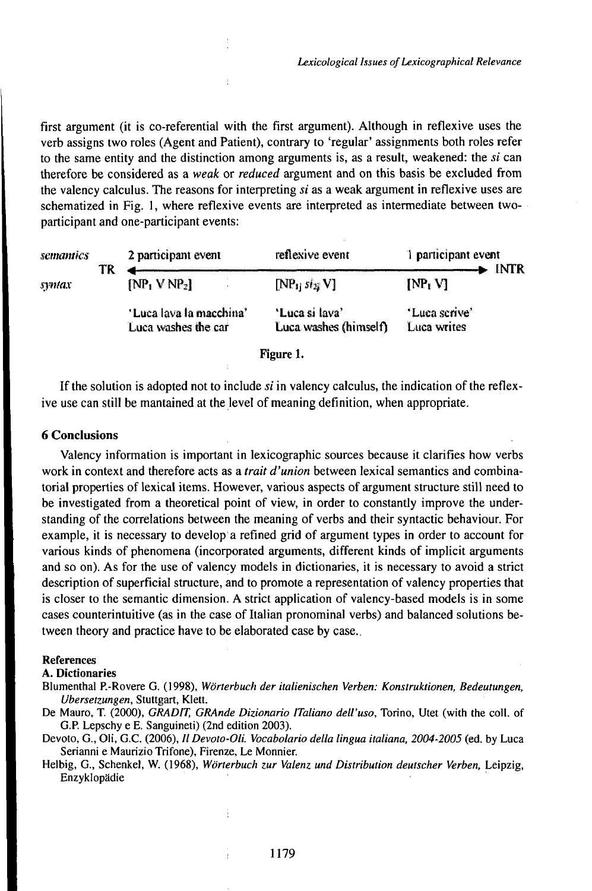first argument (it is co-referential with the first argument). Although in reflexive uses the verb assigns two roles (Agent and Patient), contrary to 'regular' assignments both roles refer to the same entity and the distinction among arguments is, as a result, weakened: the *si* can therefore be considered as a *weak* or *reduced* argument and on this basis be excluded from the valency calculus. The reasons for interpreting *si* as a weak argument in reflexive uses are schematized in Fig. 1, where reflexive events are interpreted as intermediate between two-participant and one-participant events:

| | | | | |
|---|---|---|---|---|
| *semantics* | 2 participant event | reflexive event | 1 participant event | |
| TR ← | | | | → INTR |
| *syntax* | [$NP_1$ V $NP_2$] | [$NP_{1j}$ $si_{2j}$ V] | [$NP_1$ V] | |
| | 'Luca lava la macchina' Luca washes the car | 'Luca si lava' Luca washes (himself) | 'Luca scrive' Luca writes | |

**Figure 1.**

If the solution is adopted not to include *si* in valency calculus, the indication of the reflexive use can still be mantained at the level of meaning definition, when appropriate.

## 6 Conclusions

Valency information is important in lexicographic sources because it clarifies how verbs work in context and therefore acts as a *trait d'union* between lexical semantics and combinatorial properties of lexical items. However, various aspects of argument structure still need to be investigated from a theoretical point of view, in order to constantly improve the understanding of the correlations between the meaning of verbs and their syntactic behaviour. For example, it is necessary to develop a refined grid of argument types in order to account for various kinds of phenomena (incorporated arguments, different kinds of implicit arguments and so on). As for the use of valency models in dictionaries, it is necessary to avoid a strict description of superficial structure, and to promote a representation of valency properties that is closer to the semantic dimension. A strict application of valency-based models is in some cases counterintuitive (as in the case of Italian pronominal verbs) and balanced solutions between theory and practice have to be elaborated case by case..

## References

### A. Dictionaries

Blumenthal P.-Rovere G. (1998), *Wörterbuch der italienischen Verben: Konstruktionen, Bedeutungen, Ubersetzungen*, Stuttgart, Klett.

De Mauro, T. (2000), *GRADIT, GRAnde Dizionario ITaliano dell'uso*, Torino, Utet (with the coll. of G.P. Lepschy e E. Sanguineti) (2nd edition 2003).

Devoto, G., Oli, G.C. (2006), *Il Devoto-Oli. Vocabolario della lingua italiana, 2004-2005* (ed. by Luca Serianni e Maurizio Trifone), Firenze, Le Monnier.

Helbig, G., Schenkel, W. (1968), *Wörterbuch zur Valenz und Distribution deutscher Verben*, Leipzig, Enzyklopädie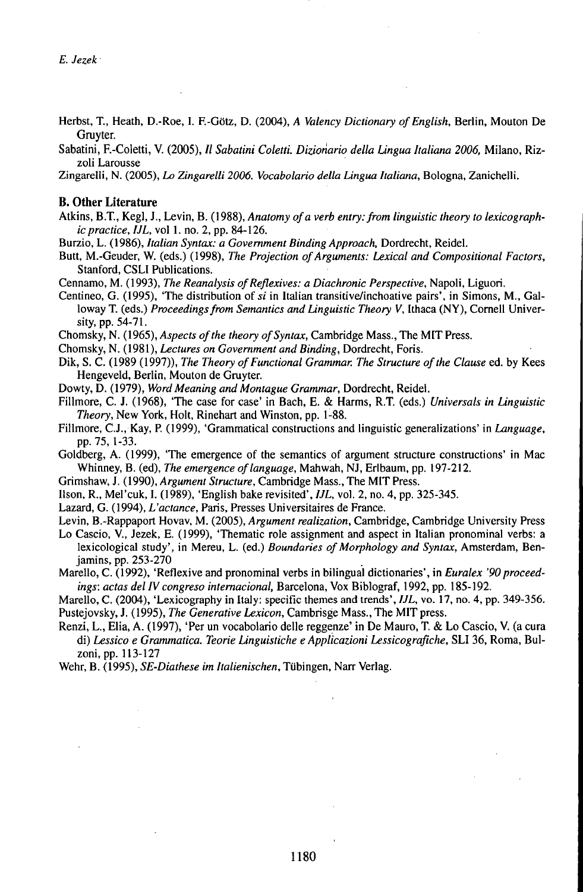Herbst, T., Heath, D.-Roe, I. F.-Götz, D. (2004), *A Valency Dictionary of English*, Berlin, Mouton De Gruyter.

Sabatini, F.-Coletti, V. (2005), *Il Sabatini Coletti. Dizionario della Lingua Italiana 2006*, Milano, Rizzoli Larousse

Zingarelli, N. (2005), *Lo Zingarelli 2006. Vocabolario della Lingua Italiana*, Bologna, Zanichelli.

### B. Other Literature

Atkins, B.T., Kegl, J., Levin, B. (1988), *Anatomy of a verb entry: from linguistic theory to lexicographic practice*, *IJL*, vol 1. no. 2, pp. 84-126.

Burzio, L. (1986), *Italian Syntax: a Government Binding Approach*, Dordrecht, Reidel.

Butt, M.-Geuder, W. (eds.) (1998), *The Projection of Arguments: Lexical and Compositional Factors*, Stanford, CSLI Publications.

Cennamo, M. (1993), *The Reanalysis of Reflexives: a Diachronic Perspective*, Napoli, Liguori.

Centineo, G. (1995), 'The distribution of *si* in Italian transitive/inchoative pairs', in Simons, M., Galloway T. (eds.) *Proceedings from Semantics and Linguistic Theory V*, Ithaca (NY), Cornell University, pp. 54-71.

Chomsky, N. (1965), *Aspects of the theory of Syntax*, Cambridge Mass., The MIT Press.

Chomsky, N. (1981), *Lectures on Government and Binding*, Dordrecht, Foris.

Dik, S. C. (1989 (1997)), *The Theory of Functional Grammar. The Structure of the Clause* ed. by Kees Hengeveld, Berlin, Mouton de Gruyter.

Dowty, D. (1979), *Word Meaning and Montague Grammar*, Dordrecht, Reidel.

Fillmore, C. J. (1968), 'The case for case' in Bach, E. & Harms, R.T. (eds.) *Universals in Linguistic Theory*, New York, Holt, Rinehart and Winston, pp. 1-88.

Fillmore, C.J., Kay, P. (1999), 'Grammatical constructions and linguistic generalizations' in *Language*, pp. 75, 1-33.

Goldberg, A. (1999), 'The emergence of the semantics of argument structure constructions' in Mac Whinney, B. (ed), *The emergence of language*, Mahwah, NJ, Erlbaum, pp. 197-212.

Grimshaw, J. (1990), *Argument Structure*, Cambridge Mass., The MIT Press.

Ilson, R., Mel'cuk, I. (1989), 'English bake revisited', *IJL*, vol. 2, no. 4, pp. 325-345.

Lazard, G. (1994), *L'actance*, Paris, Presses Universitaires de France.

Levin, B.-Rappaport Hovav, M. (2005), *Argument realization*, Cambridge, Cambridge University Press

Lo Cascio, V., Jezek, E. (1999), 'Thematic role assignment and aspect in Italian pronominal verbs: a lexicological study', in Mereu, L. (ed.) *Boundaries of Morphology and Syntax*, Amsterdam, Benjamins, pp. 253-270

Marello, C. (1992), 'Reflexive and pronominal verbs in bilingual dictionaries', in *Euralex '90 proceedings: actas del IV congreso internacional*, Barcelona, Vox Biblograf, 1992, pp. 185-192.

Marello, C. (2004), 'Lexicography in Italy: specific themes and trends', *IJL*, vo. 17, no. 4, pp. 349-356.

Pustejovsky, J. (1995), *The Generative Lexicon*, Cambrisge Mass., The MIT press.

Renzi, L., Elia, A. (1997), 'Per un vocabolario delle reggenze' in De Mauro, T. & Lo Cascio, V. (a cura di) *Lessico e Grammatica. Teorie Linguistiche e Applicazioni Lessicografiche*, SLI 36, Roma, Bulzoni, pp. 113-127

Wehr, B. (1995), *SE-Diathese im Italienischen*, Tübingen, Narr Verlag.